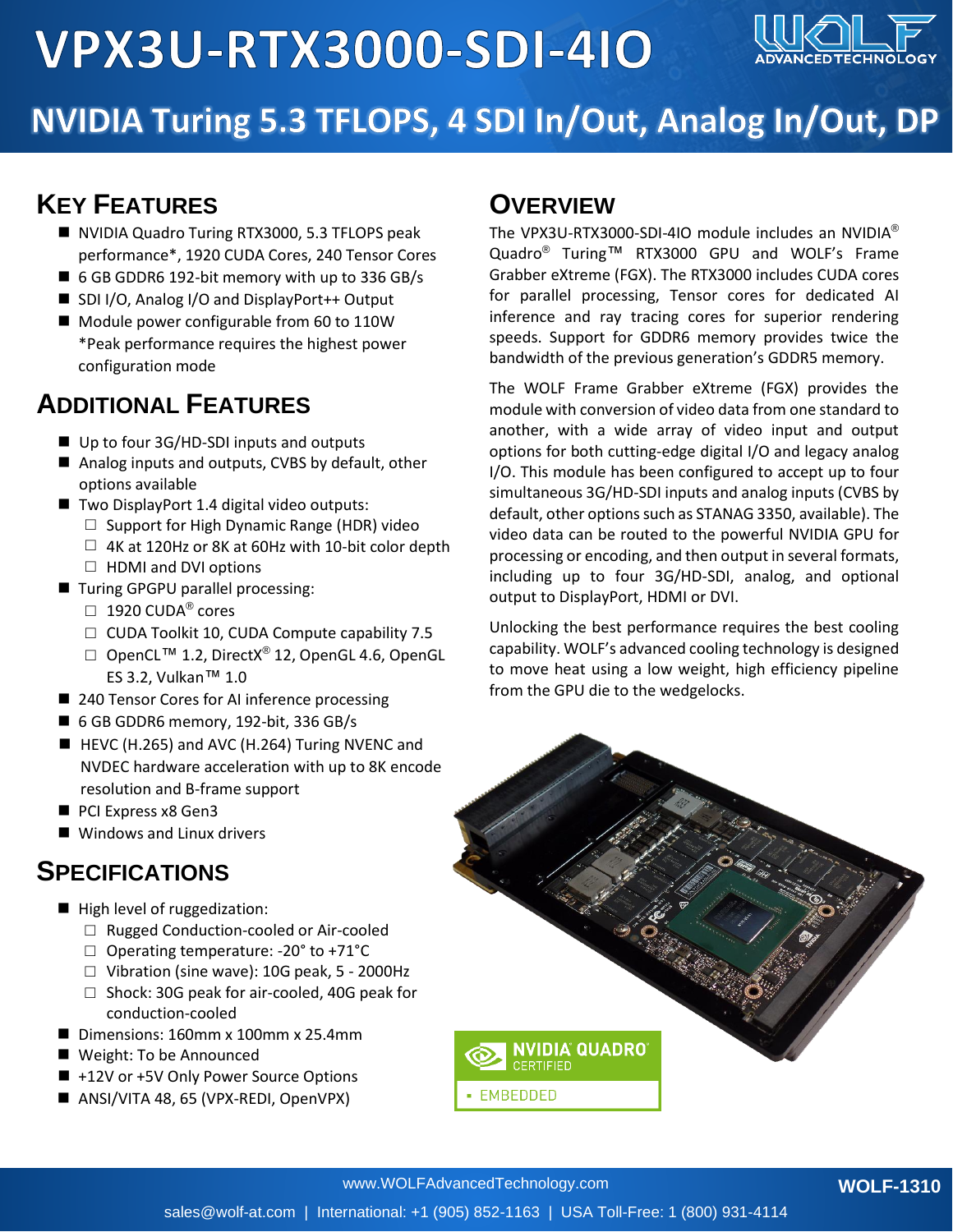# VPX3U-RTX3000-SDI-4IO

## NVIDIA Turing 5.3 TFLOPS, 4 SDI In/Out, Analog In/Out, DP

## Key Features

- NVIDIA Quadro Turing RTX3000, 5.3 TFLOPS peak performance*, 1920 CUDA Cores, 240 Tensor Cores
- 6 GB GDDR6 192-bit memory with up to 336 GB/s
- SDI I/O, Analog I/O and DisplayPort++ Output
- Module power configurable from 60 to 110W
  *Peak performance requires the highest power configuration mode

## Additional Features

- Up to four 3G/HD-SDI inputs and outputs
- Analog inputs and outputs, CVBS by default, other options available
- Two DisplayPort 1.4 digital video outputs:
  - Support for High Dynamic Range (HDR) video
  - 4K at 120Hz or 8K at 60Hz with 10-bit color depth
  - HDMI and DVI options
- Turing GPGPU parallel processing:
  - 1920 CUDA® cores
  - CUDA Toolkit 10, CUDA Compute capability 7.5
  - OpenCL™ 1.2, DirectX® 12, OpenGL 4.6, OpenGL ES 3.2, Vulkan™ 1.0
- 240 Tensor Cores for AI inference processing
- 6 GB GDDR6 memory, 192-bit, 336 GB/s
- HEVC (H.265) and AVC (H.264) Turing NVENC and NVDEC hardware acceleration with up to 8K encode resolution and B-frame support
- PCI Express x8 Gen3
- Windows and Linux drivers

## Specifications

- High level of ruggedization:
  - Rugged Conduction-cooled or Air-cooled
  - Operating temperature: -20° to +71°C
  - Vibration (sine wave): 10G peak, 5 - 2000Hz
  - Shock: 30G peak for air-cooled, 40G peak for conduction-cooled
- Dimensions: 160mm x 100mm x 25.4mm
- Weight: To be Announced
- +12V or +5V Only Power Source Options
- ANSI/VITA 48, 65 (VPX-REDI, OpenVPX)

## Overview

The VPX3U-RTX3000-SDI-4IO module includes an NVIDIA® Quadro® Turing™ RTX3000 GPU and WOLF's Frame Grabber eXtreme (FGX). The RTX3000 includes CUDA cores for parallel processing, Tensor cores for dedicated AI inference and ray tracing cores for superior rendering speeds. Support for GDDR6 memory provides twice the bandwidth of the previous generation's GDDR5 memory.

The WOLF Frame Grabber eXtreme (FGX) provides the module with conversion of video data from one standard to another, with a wide array of video input and output options for both cutting-edge digital I/O and legacy analog I/O. This module has been configured to accept up to four simultaneous 3G/HD-SDI inputs and analog inputs (CVBS by default, other options such as STANAG 3350, available). The video data can be routed to the powerful NVIDIA GPU for processing or encoding, and then output in several formats, including up to four 3G/HD-SDI, analog, and optional output to DisplayPort, HDMI or DVI.

Unlocking the best performance requires the best cooling capability. WOLF's advanced cooling technology is designed to move heat using a low weight, high efficiency pipeline from the GPU die to the wedgelocks.

NVIDIA QUADRO CERTIFIED
▪ EMBEDDED

www.WOLFAdvancedTechnology.com
sales@wolf-at.com | International: +1 (905) 852-1163 | USA Toll-Free: 1 (800) 931-4114

WOLF-1310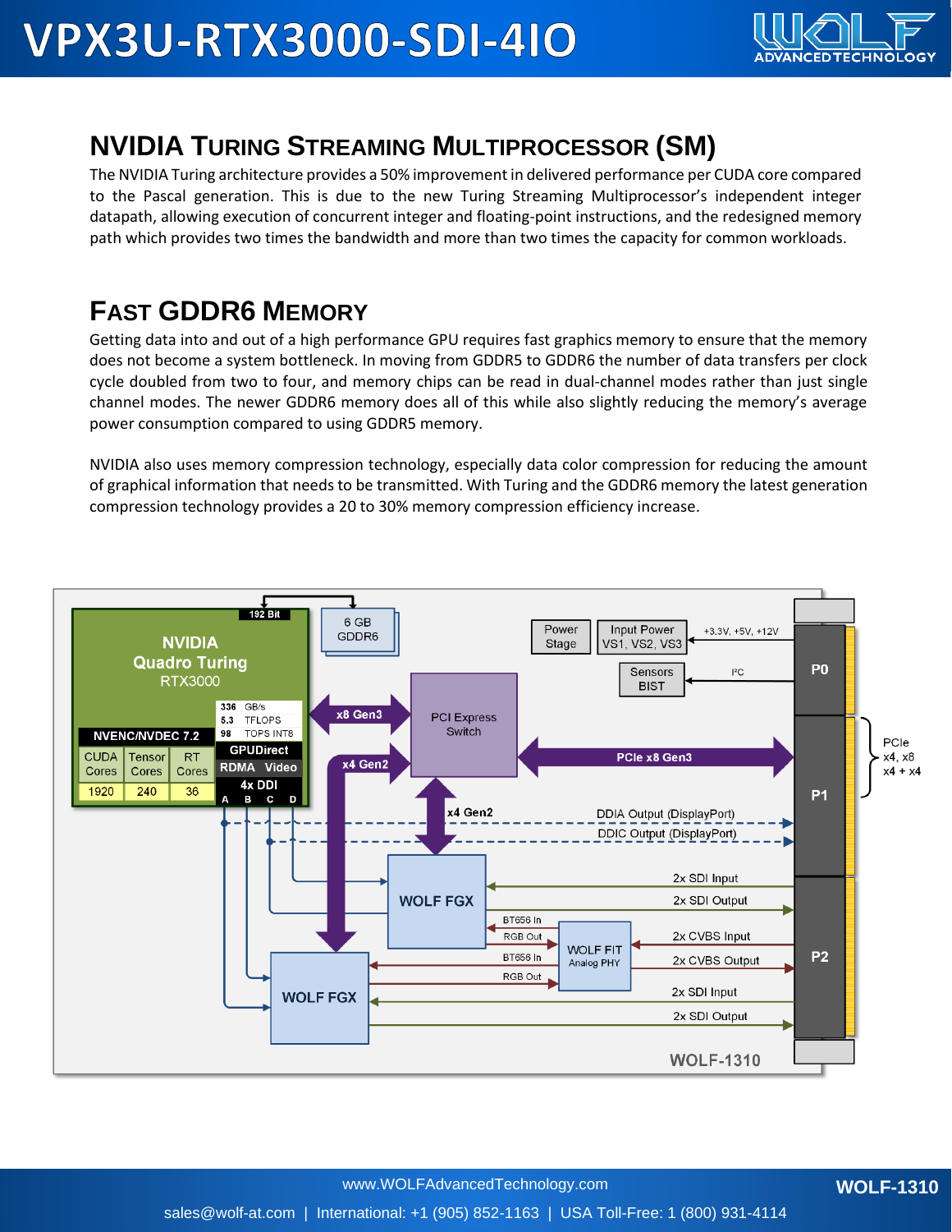## NVIDIA Turing Streaming Multiprocessor (SM)

The NVIDIA Turing architecture provides a 50% improvement in delivered performance per CUDA core compared to the Pascal generation. This is due to the new Turing Streaming Multiprocessor's independent integer datapath, allowing execution of concurrent integer and floating-point instructions, and the redesigned memory path which provides two times the bandwidth and more than two times the capacity for common workloads.

## Fast GDDR6 Memory

Getting data into and out of a high performance GPU requires fast graphics memory to ensure that the memory does not become a system bottleneck. In moving from GDDR5 to GDDR6 the number of data transfers per clock cycle doubled from two to four, and memory chips can be read in dual-channel modes rather than just single channel modes. The newer GDDR6 memory does all of this while also slightly reducing the memory's average power consumption compared to using GDDR5 memory.

NVIDIA also uses memory compression technology, especially data color compression for reducing the amount of graphical information that needs to be transmitted. With Turing and the GDDR6 memory the latest generation compression technology provides a 20 to 30% memory compression efficiency increase.

NVIDIA Quadro Turing RTX3000 | 192 Bit | 6 GB GDDR6

336 GB/s | 5.3 TFLOPS | 98 TOPS INT8

NVENC/NVDEC 7.2 | GPUDirect | RDMA Video | 4x DDI (A B C D)

| CUDA Cores | Tensor Cores | RT Cores |
|---|---|---|
| 1920 | 240 | 36 |

x8 Gen3 | x4 Gen2 | PCI Express Switch | PCIe x8 Gen3 | x4 Gen2

Power Stage | Input Power VS1, VS2, VS3 | +3.3V, +5V, +12V | Sensors BIST | I²C

P0 | P1 | P2 | PCIe x4, x8 x4 + x4

DDIA Output (DisplayPort) | DDIC Output (DisplayPort)

WOLF FGX | 2x SDI Input | 2x SDI Output | BT656 In | RGB Out | WOLF FIT Analog PHY | 2x CVBS Input | 2x CVBS Output | BT656 In | RGB Out

WOLF FGX | 2x SDI Input | 2x SDI Output

WOLF-1310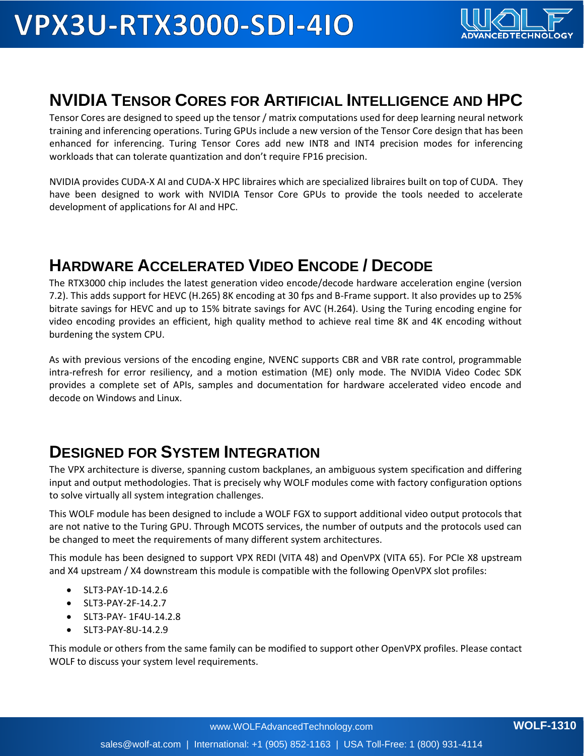## NVIDIA Tensor Cores for Artificial Intelligence and HPC

Tensor Cores are designed to speed up the tensor / matrix computations used for deep learning neural network training and inferencing operations. Turing GPUs include a new version of the Tensor Core design that has been enhanced for inferencing. Turing Tensor Cores add new INT8 and INT4 precision modes for inferencing workloads that can tolerate quantization and don't require FP16 precision.

NVIDIA provides CUDA-X AI and CUDA-X HPC libraires which are specialized libraires built on top of CUDA. They have been designed to work with NVIDIA Tensor Core GPUs to provide the tools needed to accelerate development of applications for AI and HPC.

## Hardware Accelerated Video Encode / Decode

The RTX3000 chip includes the latest generation video encode/decode hardware acceleration engine (version 7.2). This adds support for HEVC (H.265) 8K encoding at 30 fps and B-Frame support. It also provides up to 25% bitrate savings for HEVC and up to 15% bitrate savings for AVC (H.264). Using the Turing encoding engine for video encoding provides an efficient, high quality method to achieve real time 8K and 4K encoding without burdening the system CPU.

As with previous versions of the encoding engine, NVENC supports CBR and VBR rate control, programmable intra-refresh for error resiliency, and a motion estimation (ME) only mode. The NVIDIA Video Codec SDK provides a complete set of APIs, samples and documentation for hardware accelerated video encode and decode on Windows and Linux.

## Designed for System Integration

The VPX architecture is diverse, spanning custom backplanes, an ambiguous system specification and differing input and output methodologies. That is precisely why WOLF modules come with factory configuration options to solve virtually all system integration challenges.

This WOLF module has been designed to include a WOLF FGX to support additional video output protocols that are not native to the Turing GPU. Through MCOTS services, the number of outputs and the protocols used can be changed to meet the requirements of many different system architectures.

This module has been designed to support VPX REDI (VITA 48) and OpenVPX (VITA 65). For PCIe X8 upstream and X4 upstream / X4 downstream this module is compatible with the following OpenVPX slot profiles:

- SLT3-PAY-1D-14.2.6
- SLT3-PAY-2F-14.2.7
- SLT3-PAY- 1F4U-14.2.8
- SLT3-PAY-8U-14.2.9

This module or others from the same family can be modified to support other OpenVPX profiles. Please contact WOLF to discuss your system level requirements.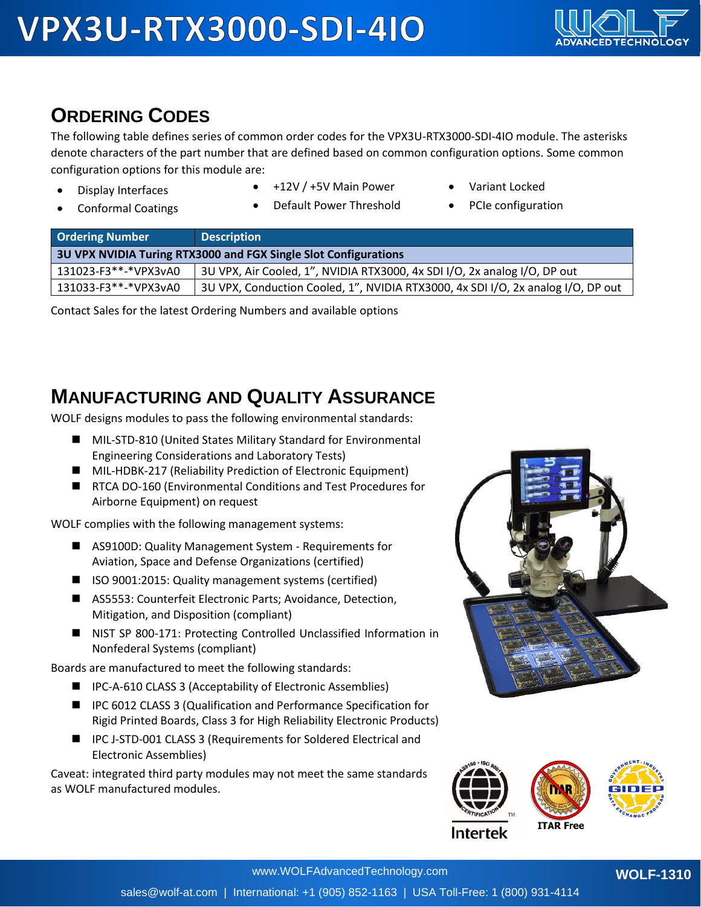## Ordering Codes

The following table defines series of common order codes for the VPX3U-RTX3000-SDI-4IO module. The asterisks denote characters of the part number that are defined based on common configuration options. Some common configuration options for this module are:

- Display Interfaces
- Conformal Coatings
- +12V / +5V Main Power
- Default Power Threshold
- Variant Locked
- PCIe configuration

| Ordering Number | Description |
|---|---|
| **3U VPX NVIDIA Turing RTX3000 and FGX Single Slot Configurations** | |
| 131023-F3**-*VPX3vA0 | 3U VPX, Air Cooled, 1”, NVIDIA RTX3000, 4x SDI I/O, 2x analog I/O, DP out |
| 131033-F3**-*VPX3vA0 | 3U VPX, Conduction Cooled, 1”, NVIDIA RTX3000, 4x SDI I/O, 2x analog I/O, DP out |

Contact Sales for the latest Ordering Numbers and available options

## Manufacturing and Quality Assurance

WOLF designs modules to pass the following environmental standards:

- MIL-STD-810 (United States Military Standard for Environmental Engineering Considerations and Laboratory Tests)
- MIL-HDBK-217 (Reliability Prediction of Electronic Equipment)
- RTCA DO-160 (Environmental Conditions and Test Procedures for Airborne Equipment) on request

WOLF complies with the following management systems:

- AS9100D: Quality Management System - Requirements for Aviation, Space and Defense Organizations (certified)
- ISO 9001:2015: Quality management systems (certified)
- AS5553: Counterfeit Electronic Parts; Avoidance, Detection, Mitigation, and Disposition (compliant)
- NIST SP 800-171: Protecting Controlled Unclassified Information in Nonfederal Systems (compliant)

Boards are manufactured to meet the following standards:

- IPC-A-610 CLASS 3 (Acceptability of Electronic Assemblies)
- IPC 6012 CLASS 3 (Qualification and Performance Specification for Rigid Printed Boards, Class 3 for High Reliability Electronic Products)
- IPC J-STD-001 CLASS 3 (Requirements for Soldered Electrical and Electronic Assemblies)

Caveat: integrated third party modules may not meet the same standards as WOLF manufactured modules.

Intertek

ITAR Free

www.WOLFAdvancedTechnology.com

sales@wolf-at.com | International: +1 (905) 852-1163 | USA Toll-Free: 1 (800) 931-4114

WOLF-1310